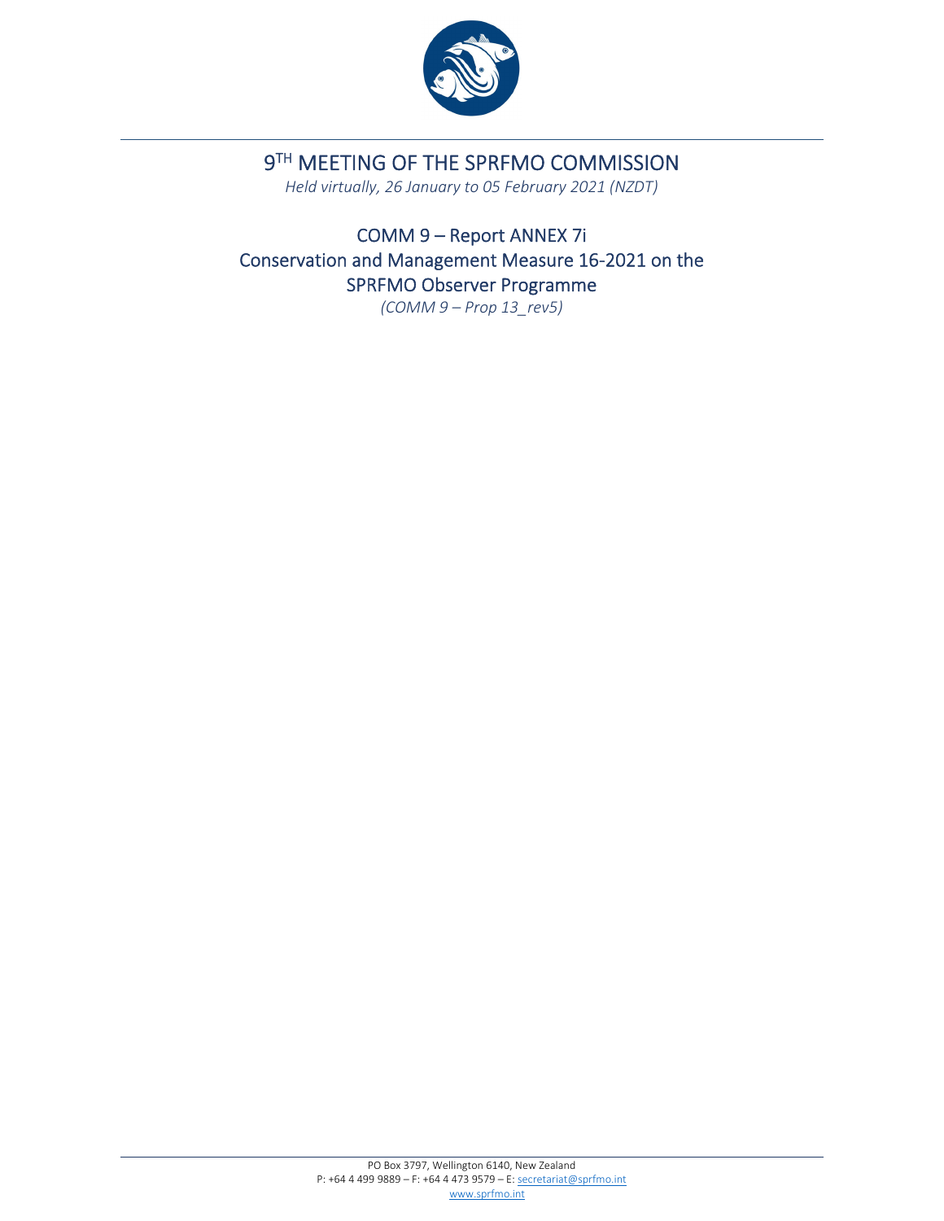# 9TH MEETING OF THE SPRFMO COMMISSION

*Held virtually, 26 January to 05 February 2021 (NZDT)*

## COMM 9 – Report ANNEX 7i
## Conservation and Management Measure 16-2021 on the SPRFMO Observer Programme

*(COMM 9 – Prop 13_rev5)*

PO Box 3797, Wellington 6140, New Zealand
P: +64 4 499 9889 – F: +64 4 473 9579 – E: secretariat@sprfmo.int
www.sprfmo.int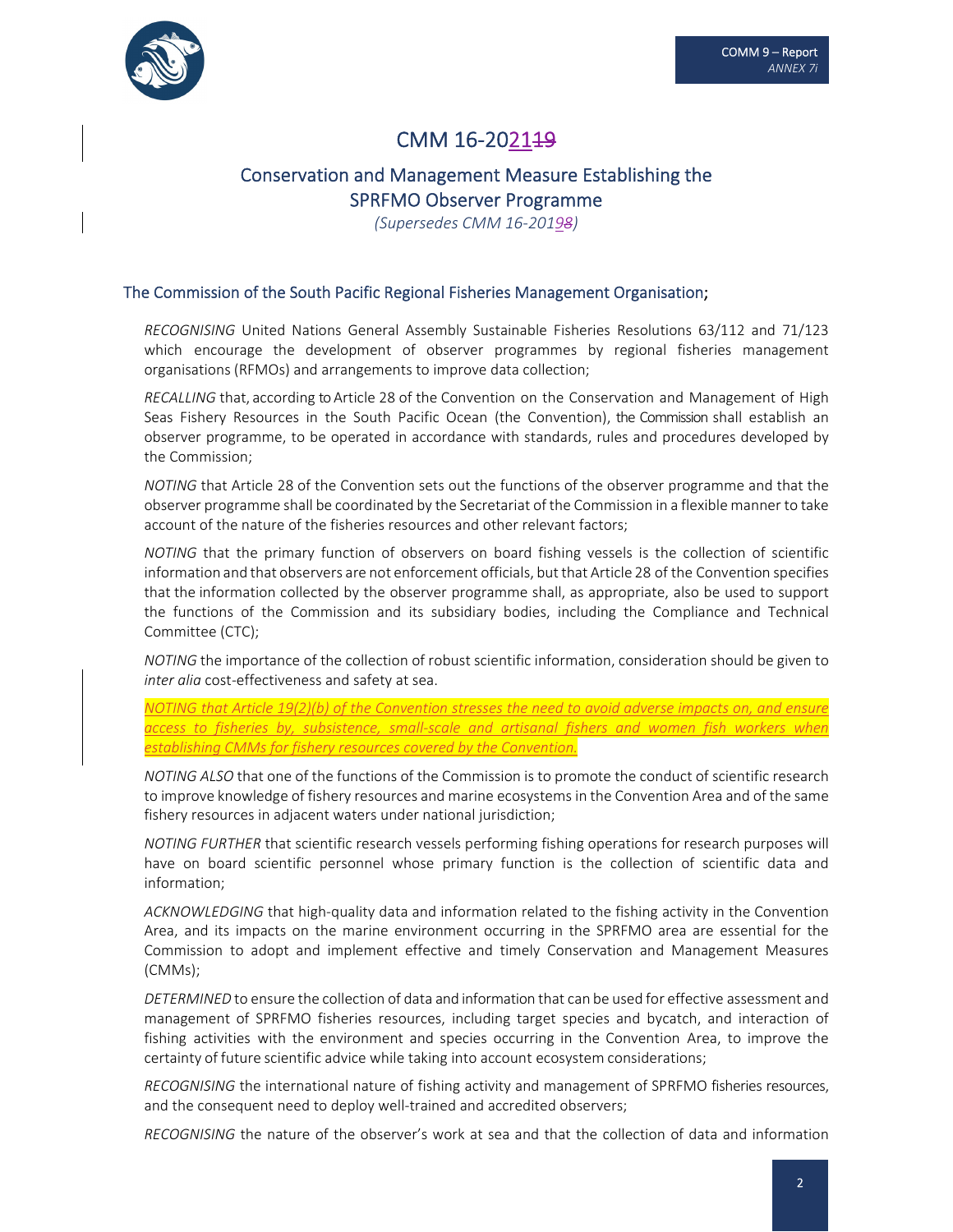# CMM 16-202119

## Conservation and Management Measure Establishing the SPRFMO Observer Programme

*(Supersedes CMM 16-20198)*

### The Commission of the South Pacific Regional Fisheries Management Organisation;

*RECOGNISING* United Nations General Assembly Sustainable Fisheries Resolutions 63/112 and 71/123 which encourage the development of observer programmes by regional fisheries management organisations (RFMOs) and arrangements to improve data collection;

*RECALLING* that, according to Article 28 of the Convention on the Conservation and Management of High Seas Fishery Resources in the South Pacific Ocean (the Convention), the Commission shall establish an observer programme, to be operated in accordance with standards, rules and procedures developed by the Commission;

*NOTING* that Article 28 of the Convention sets out the functions of the observer programme and that the observer programme shall be coordinated by the Secretariat of the Commission in a flexible manner to take account of the nature of the fisheries resources and other relevant factors;

*NOTING* that the primary function of observers on board fishing vessels is the collection of scientific information and that observers are not enforcement officials, but that Article 28 of the Convention specifies that the information collected by the observer programme shall, as appropriate, also be used to support the functions of the Commission and its subsidiary bodies, including the Compliance and Technical Committee (CTC);

*NOTING* the importance of the collection of robust scientific information, consideration should be given to *inter alia* cost-effectiveness and safety at sea.

*NOTING that Article 19(2)(b) of the Convention stresses the need to avoid adverse impacts on, and ensure access to fisheries by, subsistence, small-scale and artisanal fishers and women fish workers when establishing CMMs for fishery resources covered by the Convention.*

*NOTING ALSO* that one of the functions of the Commission is to promote the conduct of scientific research to improve knowledge of fishery resources and marine ecosystems in the Convention Area and of the same fishery resources in adjacent waters under national jurisdiction;

*NOTING FURTHER* that scientific research vessels performing fishing operations for research purposes will have on board scientific personnel whose primary function is the collection of scientific data and information;

*ACKNOWLEDGING* that high-quality data and information related to the fishing activity in the Convention Area, and its impacts on the marine environment occurring in the SPRFMO area are essential for the Commission to adopt and implement effective and timely Conservation and Management Measures (CMMs);

*DETERMINED* to ensure the collection of data and information that can be used for effective assessment and management of SPRFMO fisheries resources, including target species and bycatch, and interaction of fishing activities with the environment and species occurring in the Convention Area, to improve the certainty of future scientific advice while taking into account ecosystem considerations;

*RECOGNISING* the international nature of fishing activity and management of SPRFMO fisheries resources, and the consequent need to deploy well-trained and accredited observers;

*RECOGNISING* the nature of the observer's work at sea and that the collection of data and information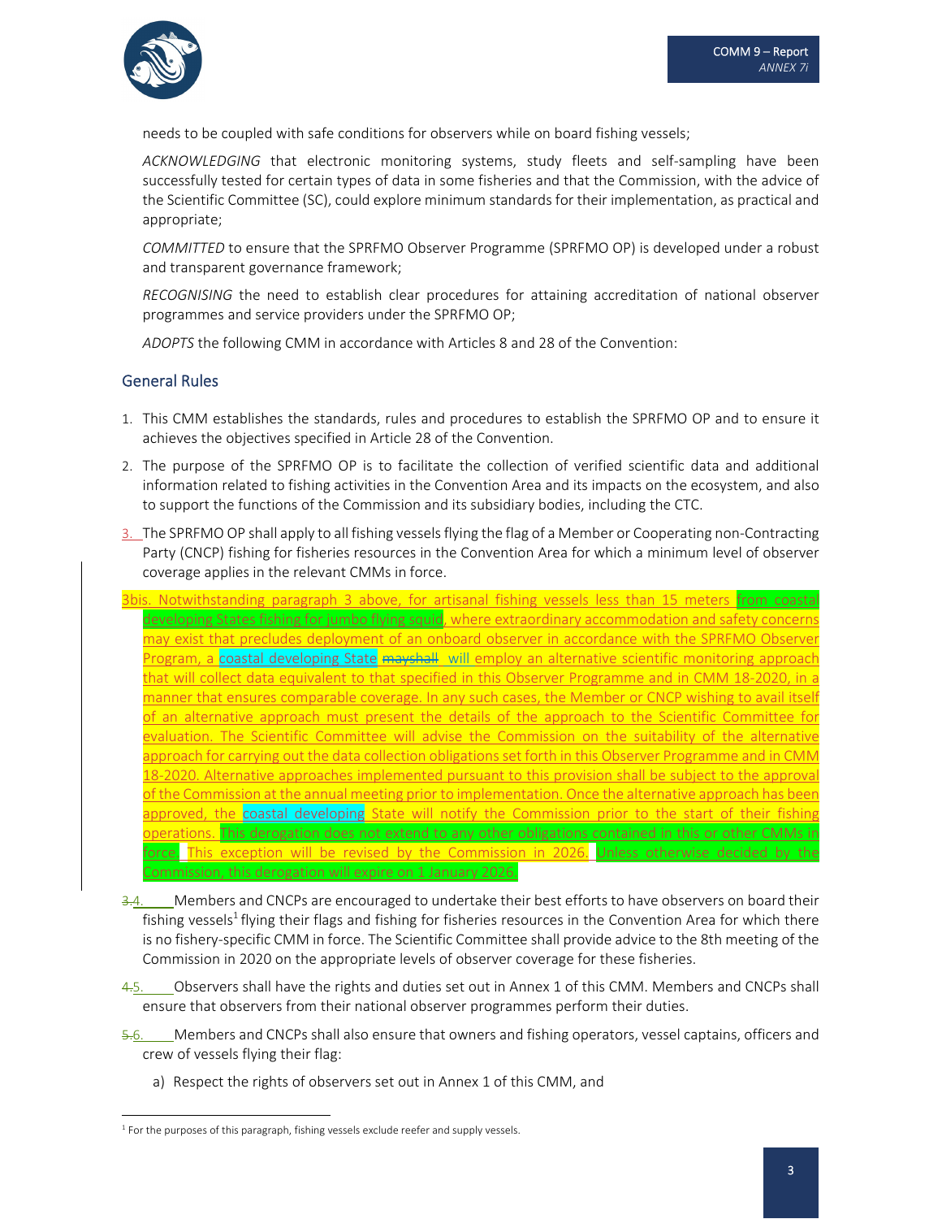needs to be coupled with safe conditions for observers while on board fishing vessels;

*ACKNOWLEDGING* that electronic monitoring systems, study fleets and self-sampling have been successfully tested for certain types of data in some fisheries and that the Commission, with the advice of the Scientific Committee (SC), could explore minimum standards for their implementation, as practical and appropriate;

*COMMITTED* to ensure that the SPRFMO Observer Programme (SPRFMO OP) is developed under a robust and transparent governance framework;

*RECOGNISING* the need to establish clear procedures for attaining accreditation of national observer programmes and service providers under the SPRFMO OP;

*ADOPTS* the following CMM in accordance with Articles 8 and 28 of the Convention:

## General Rules

1. This CMM establishes the standards, rules and procedures to establish the SPRFMO OP and to ensure it achieves the objectives specified in Article 28 of the Convention.
2. The purpose of the SPRFMO OP is to facilitate the collection of verified scientific data and additional information related to fishing activities in the Convention Area and its impacts on the ecosystem, and also to support the functions of the Commission and its subsidiary bodies, including the CTC.
3. The SPRFMO OP shall apply to all fishing vessels flying the flag of a Member or Cooperating non-Contracting Party (CNCP) fishing for fisheries resources in the Convention Area for which a minimum level of observer coverage applies in the relevant CMMs in force.

3bis. Notwithstanding paragraph 3 above, for artisanal fishing vessels less than 15 meters from coastal developing States fishing for jumbo flying squid, where extraordinary accommodation and safety concerns may exist that precludes deployment of an onboard observer in accordance with the SPRFMO Observer Program, a coastal developing State ~~mayshall~~ will employ an alternative scientific monitoring approach that will collect data equivalent to that specified in this Observer Programme and in CMM 18-2020, in a manner that ensures comparable coverage. In any such cases, the Member or CNCP wishing to avail itself of an alternative approach must present the details of the approach to the Scientific Committee for evaluation. The Scientific Committee will advise the Commission on the suitability of the alternative approach for carrying out the data collection obligations set forth in this Observer Programme and in CMM 18-2020. Alternative approaches implemented pursuant to this provision shall be subject to the approval of the Commission at the annual meeting prior to implementation. Once the alternative approach has been approved, the coastal developing State will notify the Commission prior to the start of their fishing operations. This derogation does not extend to any other obligations contained in this or other CMMs in force. This exception will be revised by the Commission in 2026. Unless otherwise decided by the Commission, this derogation will expire on 1 January 2026.

~~3.~~4. Members and CNCPs are encouraged to undertake their best efforts to have observers on board their fishing vessels[1] flying their flags and fishing for fisheries resources in the Convention Area for which there is no fishery-specific CMM in force. The Scientific Committee shall provide advice to the 8th meeting of the Commission in 2020 on the appropriate levels of observer coverage for these fisheries.

~~4.~~5. Observers shall have the rights and duties set out in Annex 1 of this CMM. Members and CNCPs shall ensure that observers from their national observer programmes perform their duties.

~~5.~~6. Members and CNCPs shall also ensure that owners and fishing operators, vessel captains, officers and crew of vessels flying their flag:

a) Respect the rights of observers set out in Annex 1 of this CMM, and

[1] For the purposes of this paragraph, fishing vessels exclude reefer and supply vessels.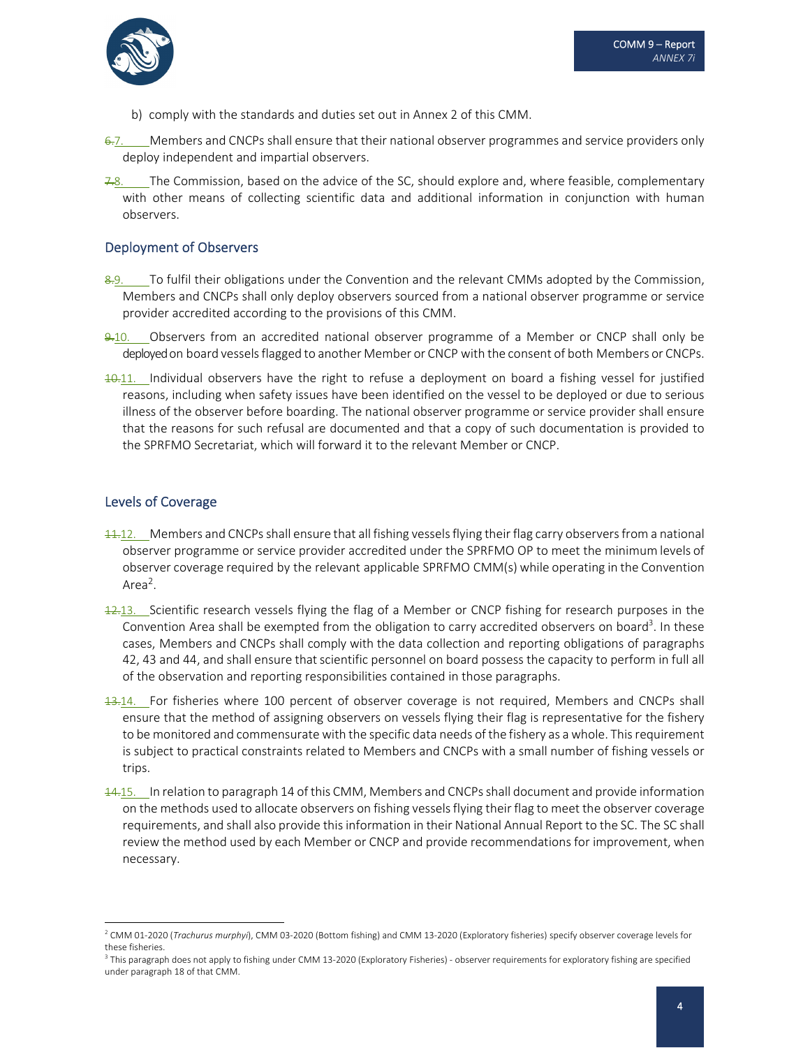b) comply with the standards and duties set out in Annex 2 of this CMM.

~~6.~~7. Members and CNCPs shall ensure that their national observer programmes and service providers only deploy independent and impartial observers.

~~7.~~8. The Commission, based on the advice of the SC, should explore and, where feasible, complementary with other means of collecting scientific data and additional information in conjunction with human observers.

## Deployment of Observers

~~8.~~9. To fulfil their obligations under the Convention and the relevant CMMs adopted by the Commission, Members and CNCPs shall only deploy observers sourced from a national observer programme or service provider accredited according to the provisions of this CMM.

~~9.~~10. Observers from an accredited national observer programme of a Member or CNCP shall only be deployed on board vessels flagged to another Member or CNCP with the consent of both Members or CNCPs.

~~10.~~11. Individual observers have the right to refuse a deployment on board a fishing vessel for justified reasons, including when safety issues have been identified on the vessel to be deployed or due to serious illness of the observer before boarding. The national observer programme or service provider shall ensure that the reasons for such refusal are documented and that a copy of such documentation is provided to the SPRFMO Secretariat, which will forward it to the relevant Member or CNCP.

## Levels of Coverage

~~11.~~12. Members and CNCPs shall ensure that all fishing vessels flying their flag carry observers from a national observer programme or service provider accredited under the SPRFMO OP to meet the minimum levels of observer coverage required by the relevant applicable SPRFMO CMM(s) while operating in the Convention Area[2].

~~12.~~13. Scientific research vessels flying the flag of a Member or CNCP fishing for research purposes in the Convention Area shall be exempted from the obligation to carry accredited observers on board[3]. In these cases, Members and CNCPs shall comply with the data collection and reporting obligations of paragraphs 42, 43 and 44, and shall ensure that scientific personnel on board possess the capacity to perform in full all of the observation and reporting responsibilities contained in those paragraphs.

~~13.~~14. For fisheries where 100 percent of observer coverage is not required, Members and CNCPs shall ensure that the method of assigning observers on vessels flying their flag is representative for the fishery to be monitored and commensurate with the specific data needs of the fishery as a whole. This requirement is subject to practical constraints related to Members and CNCPs with a small number of fishing vessels or trips.

~~14.~~15. In relation to paragraph 14 of this CMM, Members and CNCPs shall document and provide information on the methods used to allocate observers on fishing vessels flying their flag to meet the observer coverage requirements, and shall also provide this information in their National Annual Report to the SC. The SC shall review the method used by each Member or CNCP and provide recommendations for improvement, when necessary.

---

[2] CMM 01-2020 (*Trachurus murphyi*), CMM 03-2020 (Bottom fishing) and CMM 13-2020 (Exploratory fisheries) specify observer coverage levels for these fisheries.

[3] This paragraph does not apply to fishing under CMM 13-2020 (Exploratory Fisheries) - observer requirements for exploratory fishing are specified under paragraph 18 of that CMM.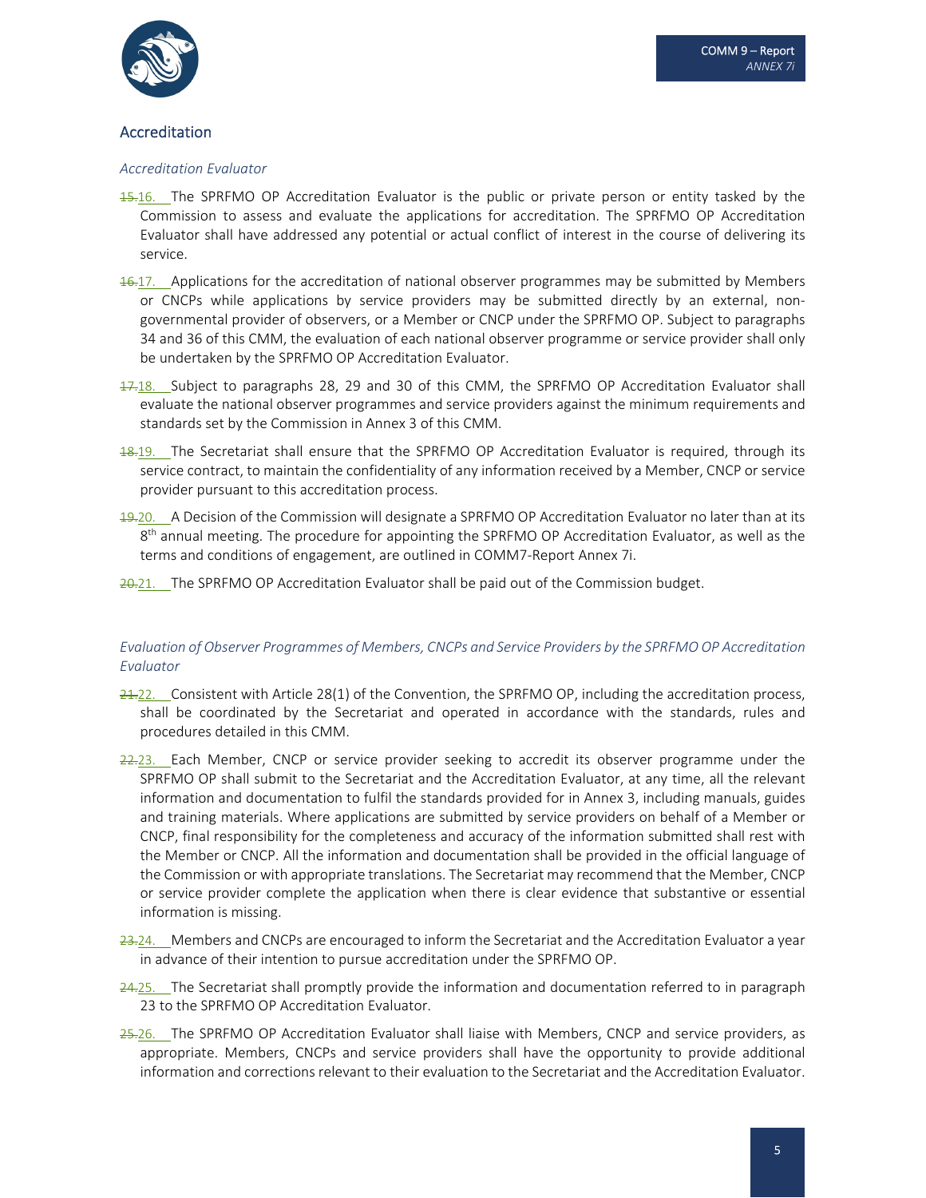## Accreditation

*Accreditation Evaluator*

~~15.~~16. The SPRFMO OP Accreditation Evaluator is the public or private person or entity tasked by the Commission to assess and evaluate the applications for accreditation. The SPRFMO OP Accreditation Evaluator shall have addressed any potential or actual conflict of interest in the course of delivering its service.

~~16.~~17. Applications for the accreditation of national observer programmes may be submitted by Members or CNCPs while applications by service providers may be submitted directly by an external, non-governmental provider of observers, or a Member or CNCP under the SPRFMO OP. Subject to paragraphs 34 and 36 of this CMM, the evaluation of each national observer programme or service provider shall only be undertaken by the SPRFMO OP Accreditation Evaluator.

~~17.~~18. Subject to paragraphs 28, 29 and 30 of this CMM, the SPRFMO OP Accreditation Evaluator shall evaluate the national observer programmes and service providers against the minimum requirements and standards set by the Commission in Annex 3 of this CMM.

~~18.~~19. The Secretariat shall ensure that the SPRFMO OP Accreditation Evaluator is required, through its service contract, to maintain the confidentiality of any information received by a Member, CNCP or service provider pursuant to this accreditation process.

~~19.~~20. A Decision of the Commission will designate a SPRFMO OP Accreditation Evaluator no later than at its 8th annual meeting. The procedure for appointing the SPRFMO OP Accreditation Evaluator, as well as the terms and conditions of engagement, are outlined in COMM7-Report Annex 7i.

~~20.~~21. The SPRFMO OP Accreditation Evaluator shall be paid out of the Commission budget.

*Evaluation of Observer Programmes of Members, CNCPs and Service Providers by the SPRFMO OP Accreditation Evaluator*

~~21.~~22. Consistent with Article 28(1) of the Convention, the SPRFMO OP, including the accreditation process, shall be coordinated by the Secretariat and operated in accordance with the standards, rules and procedures detailed in this CMM.

~~22.~~23. Each Member, CNCP or service provider seeking to accredit its observer programme under the SPRFMO OP shall submit to the Secretariat and the Accreditation Evaluator, at any time, all the relevant information and documentation to fulfil the standards provided for in Annex 3, including manuals, guides and training materials. Where applications are submitted by service providers on behalf of a Member or CNCP, final responsibility for the completeness and accuracy of the information submitted shall rest with the Member or CNCP. All the information and documentation shall be provided in the official language of the Commission or with appropriate translations. The Secretariat may recommend that the Member, CNCP or service provider complete the application when there is clear evidence that substantive or essential information is missing.

~~23.~~24. Members and CNCPs are encouraged to inform the Secretariat and the Accreditation Evaluator a year in advance of their intention to pursue accreditation under the SPRFMO OP.

~~24.~~25. The Secretariat shall promptly provide the information and documentation referred to in paragraph 23 to the SPRFMO OP Accreditation Evaluator.

~~25.~~26. The SPRFMO OP Accreditation Evaluator shall liaise with Members, CNCP and service providers, as appropriate. Members, CNCPs and service providers shall have the opportunity to provide additional information and corrections relevant to their evaluation to the Secretariat and the Accreditation Evaluator.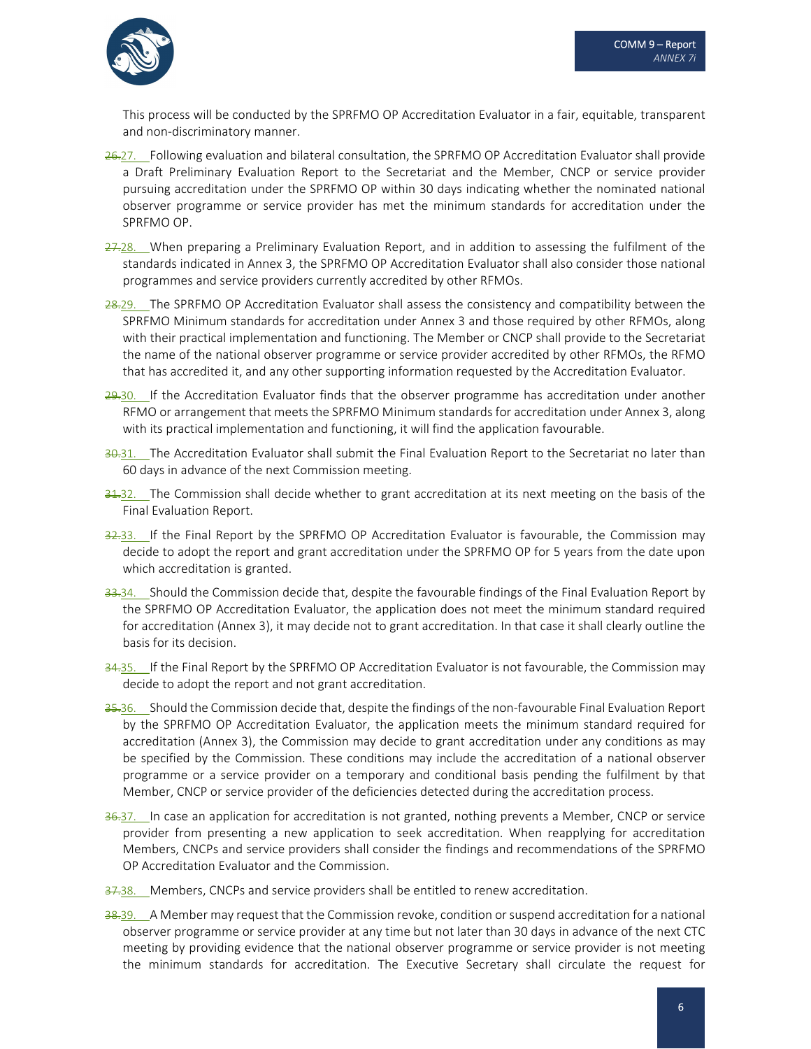This process will be conducted by the SPRFMO OP Accreditation Evaluator in a fair, equitable, transparent and non-discriminatory manner.

~~26.~~27. Following evaluation and bilateral consultation, the SPRFMO OP Accreditation Evaluator shall provide a Draft Preliminary Evaluation Report to the Secretariat and the Member, CNCP or service provider pursuing accreditation under the SPRFMO OP within 30 days indicating whether the nominated national observer programme or service provider has met the minimum standards for accreditation under the SPRFMO OP.

~~27.~~28. When preparing a Preliminary Evaluation Report, and in addition to assessing the fulfilment of the standards indicated in Annex 3, the SPRFMO OP Accreditation Evaluator shall also consider those national programmes and service providers currently accredited by other RFMOs.

~~28.~~29. The SPRFMO OP Accreditation Evaluator shall assess the consistency and compatibility between the SPRFMO Minimum standards for accreditation under Annex 3 and those required by other RFMOs, along with their practical implementation and functioning. The Member or CNCP shall provide to the Secretariat the name of the national observer programme or service provider accredited by other RFMOs, the RFMO that has accredited it, and any other supporting information requested by the Accreditation Evaluator.

~~29.~~30. If the Accreditation Evaluator finds that the observer programme has accreditation under another RFMO or arrangement that meets the SPRFMO Minimum standards for accreditation under Annex 3, along with its practical implementation and functioning, it will find the application favourable.

~~30.~~31. The Accreditation Evaluator shall submit the Final Evaluation Report to the Secretariat no later than 60 days in advance of the next Commission meeting.

~~31.~~32. The Commission shall decide whether to grant accreditation at its next meeting on the basis of the Final Evaluation Report.

~~32.~~33. If the Final Report by the SPRFMO OP Accreditation Evaluator is favourable, the Commission may decide to adopt the report and grant accreditation under the SPRFMO OP for 5 years from the date upon which accreditation is granted.

~~33.~~34. Should the Commission decide that, despite the favourable findings of the Final Evaluation Report by the SPRFMO OP Accreditation Evaluator, the application does not meet the minimum standard required for accreditation (Annex 3), it may decide not to grant accreditation. In that case it shall clearly outline the basis for its decision.

~~34.~~35. If the Final Report by the SPRFMO OP Accreditation Evaluator is not favourable, the Commission may decide to adopt the report and not grant accreditation.

~~35.~~36. Should the Commission decide that, despite the findings of the non-favourable Final Evaluation Report by the SPRFMO OP Accreditation Evaluator, the application meets the minimum standard required for accreditation (Annex 3), the Commission may decide to grant accreditation under any conditions as may be specified by the Commission. These conditions may include the accreditation of a national observer programme or a service provider on a temporary and conditional basis pending the fulfilment by that Member, CNCP or service provider of the deficiencies detected during the accreditation process.

~~36.~~37. In case an application for accreditation is not granted, nothing prevents a Member, CNCP or service provider from presenting a new application to seek accreditation. When reapplying for accreditation Members, CNCPs and service providers shall consider the findings and recommendations of the SPRFMO OP Accreditation Evaluator and the Commission.

~~37.~~38. Members, CNCPs and service providers shall be entitled to renew accreditation.

~~38.~~39. A Member may request that the Commission revoke, condition or suspend accreditation for a national observer programme or service provider at any time but not later than 30 days in advance of the next CTC meeting by providing evidence that the national observer programme or service provider is not meeting the minimum standards for accreditation. The Executive Secretary shall circulate the request for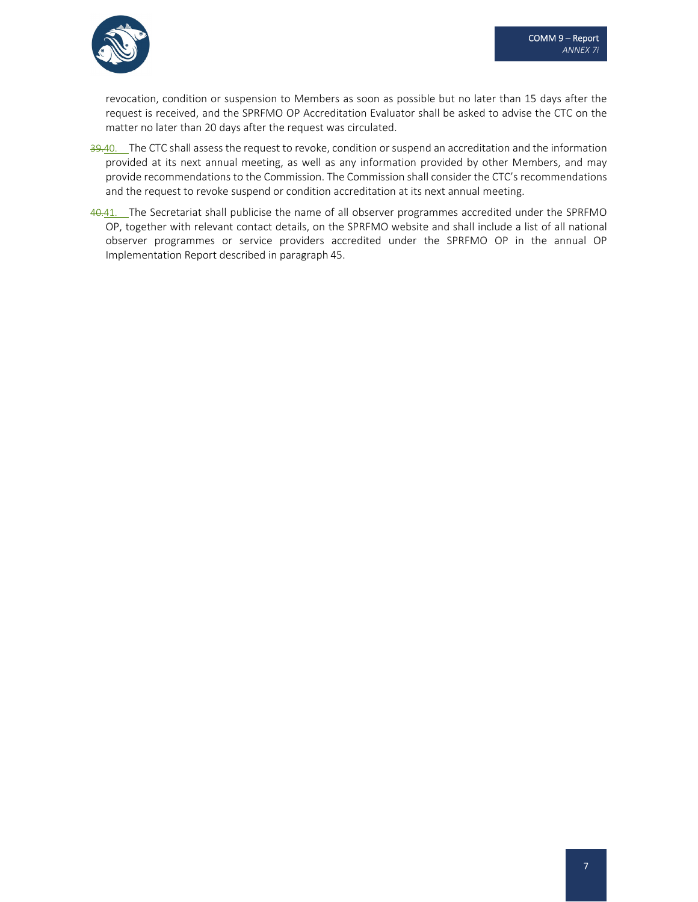revocation, condition or suspension to Members as soon as possible but no later than 15 days after the request is received, and the SPRFMO OP Accreditation Evaluator shall be asked to advise the CTC on the matter no later than 20 days after the request was circulated.

~~39.~~40. The CTC shall assess the request to revoke, condition or suspend an accreditation and the information provided at its next annual meeting, as well as any information provided by other Members, and may provide recommendations to the Commission. The Commission shall consider the CTC's recommendations and the request to revoke suspend or condition accreditation at its next annual meeting.

~~40.~~41. The Secretariat shall publicise the name of all observer programmes accredited under the SPRFMO OP, together with relevant contact details, on the SPRFMO website and shall include a list of all national observer programmes or service providers accredited under the SPRFMO OP in the annual OP Implementation Report described in paragraph 45.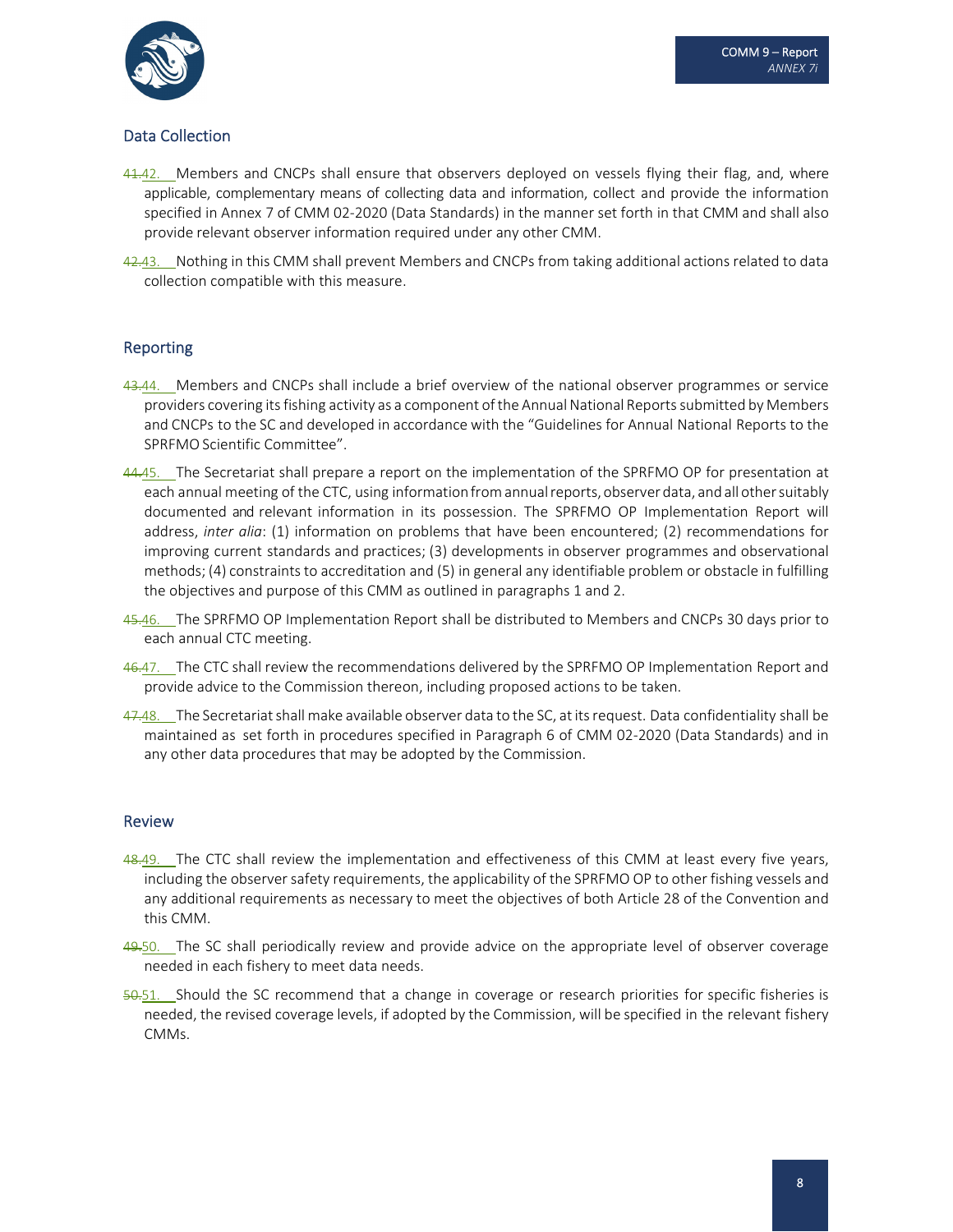## Data Collection

~~41.~~42. Members and CNCPs shall ensure that observers deployed on vessels flying their flag, and, where applicable, complementary means of collecting data and information, collect and provide the information specified in Annex 7 of CMM 02-2020 (Data Standards) in the manner set forth in that CMM and shall also provide relevant observer information required under any other CMM.

~~42.~~43. Nothing in this CMM shall prevent Members and CNCPs from taking additional actions related to data collection compatible with this measure.

## Reporting

~~43.~~44. Members and CNCPs shall include a brief overview of the national observer programmes or service providers covering its fishing activity as a component of the Annual National Reports submitted by Members and CNCPs to the SC and developed in accordance with the "Guidelines for Annual National Reports to the SPRFMO Scientific Committee".

~~44.~~45. The Secretariat shall prepare a report on the implementation of the SPRFMO OP for presentation at each annual meeting of the CTC, using information from annual reports, observer data, and all other suitably documented and relevant information in its possession. The SPRFMO OP Implementation Report will address, *inter alia*: (1) information on problems that have been encountered; (2) recommendations for improving current standards and practices; (3) developments in observer programmes and observational methods; (4) constraints to accreditation and (5) in general any identifiable problem or obstacle in fulfilling the objectives and purpose of this CMM as outlined in paragraphs 1 and 2.

~~45.~~46. The SPRFMO OP Implementation Report shall be distributed to Members and CNCPs 30 days prior to each annual CTC meeting.

~~46.~~47. The CTC shall review the recommendations delivered by the SPRFMO OP Implementation Report and provide advice to the Commission thereon, including proposed actions to be taken.

~~47.~~48. The Secretariat shall make available observer data to the SC, at its request. Data confidentiality shall be maintained as set forth in procedures specified in Paragraph 6 of CMM 02-2020 (Data Standards) and in any other data procedures that may be adopted by the Commission.

## Review

~~48.~~49. The CTC shall review the implementation and effectiveness of this CMM at least every five years, including the observer safety requirements, the applicability of the SPRFMO OP to other fishing vessels and any additional requirements as necessary to meet the objectives of both Article 28 of the Convention and this CMM.

~~49.~~50. The SC shall periodically review and provide advice on the appropriate level of observer coverage needed in each fishery to meet data needs.

~~50.~~51. Should the SC recommend that a change in coverage or research priorities for specific fisheries is needed, the revised coverage levels, if adopted by the Commission, will be specified in the relevant fishery CMMs.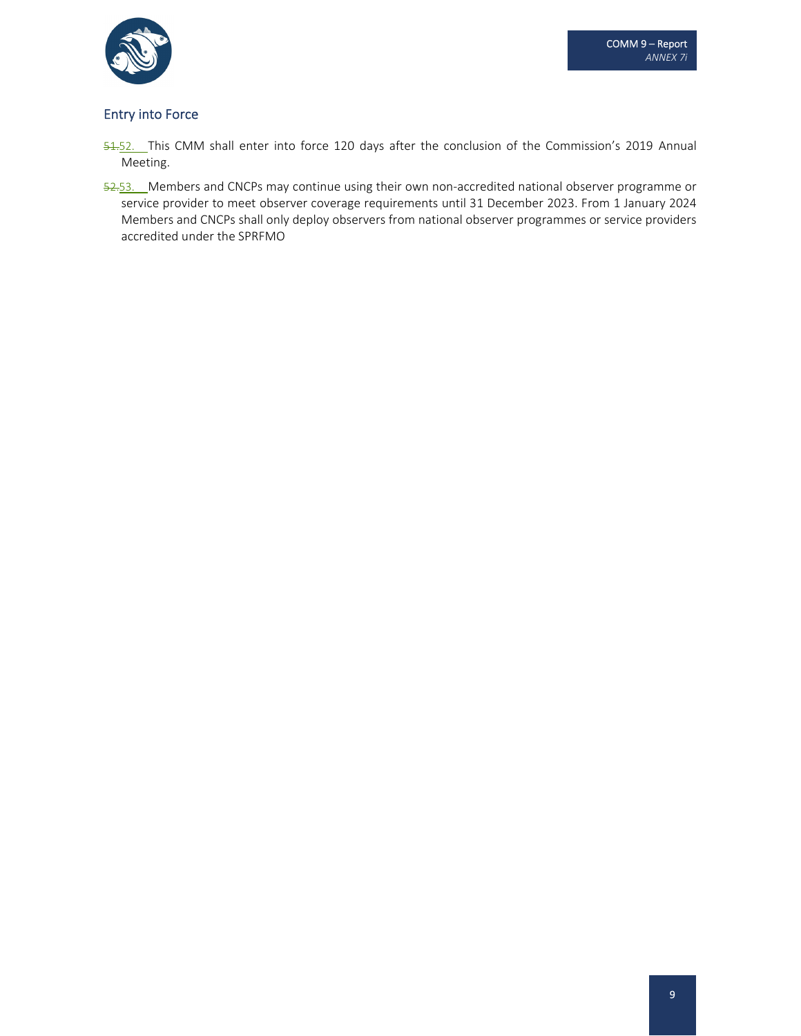## Entry into Force

~~51.~~52. This CMM shall enter into force 120 days after the conclusion of the Commission's 2019 Annual Meeting.

~~52.~~53. Members and CNCPs may continue using their own non-accredited national observer programme or service provider to meet observer coverage requirements until 31 December 2023. From 1 January 2024 Members and CNCPs shall only deploy observers from national observer programmes or service providers accredited under the SPRFMO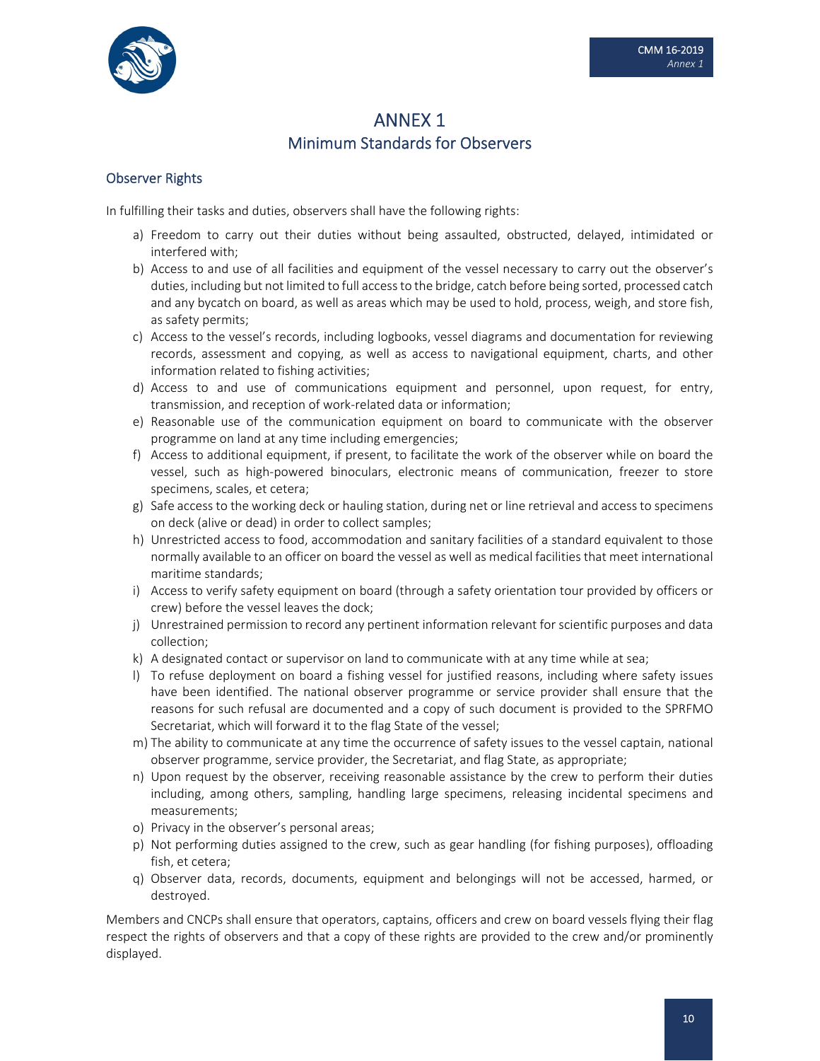# ANNEX 1

## Minimum Standards for Observers

### Observer Rights

In fulfilling their tasks and duties, observers shall have the following rights:

a) Freedom to carry out their duties without being assaulted, obstructed, delayed, intimidated or interfered with;
b) Access to and use of all facilities and equipment of the vessel necessary to carry out the observer's duties, including but not limited to full access to the bridge, catch before being sorted, processed catch and any bycatch on board, as well as areas which may be used to hold, process, weigh, and store fish, as safety permits;
c) Access to the vessel's records, including logbooks, vessel diagrams and documentation for reviewing records, assessment and copying, as well as access to navigational equipment, charts, and other information related to fishing activities;
d) Access to and use of communications equipment and personnel, upon request, for entry, transmission, and reception of work-related data or information;
e) Reasonable use of the communication equipment on board to communicate with the observer programme on land at any time including emergencies;
f) Access to additional equipment, if present, to facilitate the work of the observer while on board the vessel, such as high-powered binoculars, electronic means of communication, freezer to store specimens, scales, et cetera;
g) Safe access to the working deck or hauling station, during net or line retrieval and access to specimens on deck (alive or dead) in order to collect samples;
h) Unrestricted access to food, accommodation and sanitary facilities of a standard equivalent to those normally available to an officer on board the vessel as well as medical facilities that meet international maritime standards;
i) Access to verify safety equipment on board (through a safety orientation tour provided by officers or crew) before the vessel leaves the dock;
j) Unrestrained permission to record any pertinent information relevant for scientific purposes and data collection;
k) A designated contact or supervisor on land to communicate with at any time while at sea;
l) To refuse deployment on board a fishing vessel for justified reasons, including where safety issues have been identified. The national observer programme or service provider shall ensure that the reasons for such refusal are documented and a copy of such document is provided to the SPRFMO Secretariat, which will forward it to the flag State of the vessel;
m) The ability to communicate at any time the occurrence of safety issues to the vessel captain, national observer programme, service provider, the Secretariat, and flag State, as appropriate;
n) Upon request by the observer, receiving reasonable assistance by the crew to perform their duties including, among others, sampling, handling large specimens, releasing incidental specimens and measurements;
o) Privacy in the observer's personal areas;
p) Not performing duties assigned to the crew, such as gear handling (for fishing purposes), offloading fish, et cetera;
q) Observer data, records, documents, equipment and belongings will not be accessed, harmed, or destroyed.

Members and CNCPs shall ensure that operators, captains, officers and crew on board vessels flying their flag respect the rights of observers and that a copy of these rights are provided to the crew and/or prominently displayed.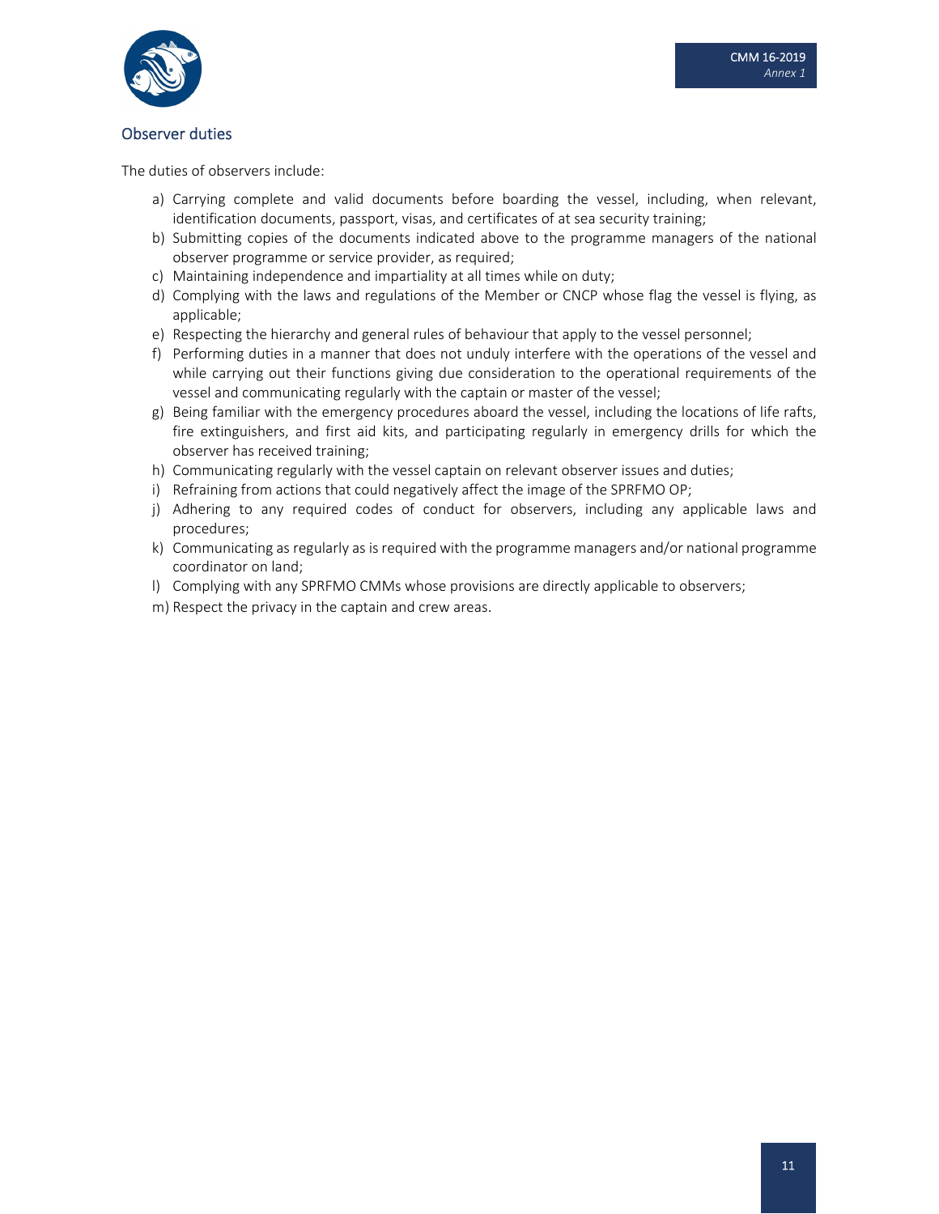## Observer duties

The duties of observers include:

a) Carrying complete and valid documents before boarding the vessel, including, when relevant, identification documents, passport, visas, and certificates of at sea security training;
b) Submitting copies of the documents indicated above to the programme managers of the national observer programme or service provider, as required;
c) Maintaining independence and impartiality at all times while on duty;
d) Complying with the laws and regulations of the Member or CNCP whose flag the vessel is flying, as applicable;
e) Respecting the hierarchy and general rules of behaviour that apply to the vessel personnel;
f) Performing duties in a manner that does not unduly interfere with the operations of the vessel and while carrying out their functions giving due consideration to the operational requirements of the vessel and communicating regularly with the captain or master of the vessel;
g) Being familiar with the emergency procedures aboard the vessel, including the locations of life rafts, fire extinguishers, and first aid kits, and participating regularly in emergency drills for which the observer has received training;
h) Communicating regularly with the vessel captain on relevant observer issues and duties;
i) Refraining from actions that could negatively affect the image of the SPRFMO OP;
j) Adhering to any required codes of conduct for observers, including any applicable laws and procedures;
k) Communicating as regularly as is required with the programme managers and/or national programme coordinator on land;
l) Complying with any SPRFMO CMMs whose provisions are directly applicable to observers;
m) Respect the privacy in the captain and crew areas.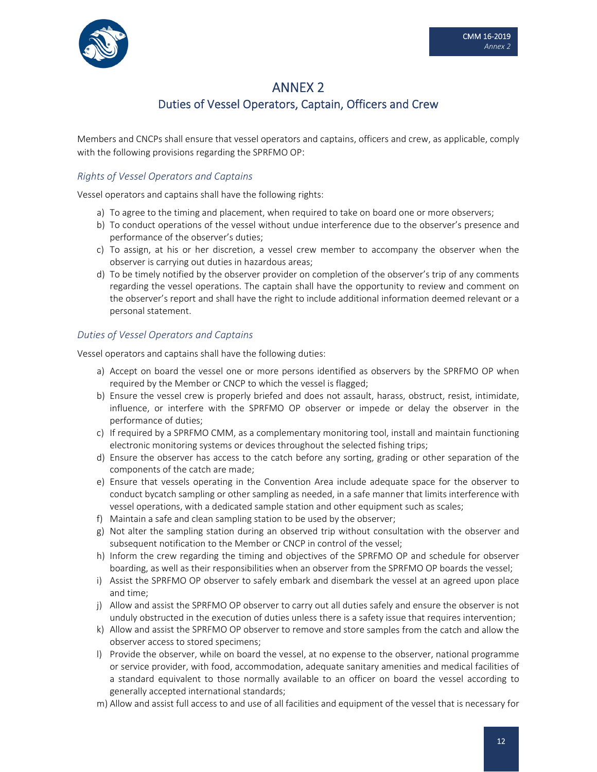# ANNEX 2

## Duties of Vessel Operators, Captain, Officers and Crew

Members and CNCPs shall ensure that vessel operators and captains, officers and crew, as applicable, comply with the following provisions regarding the SPRFMO OP:

### *Rights of Vessel Operators and Captains*

Vessel operators and captains shall have the following rights:

a) To agree to the timing and placement, when required to take on board one or more observers;
b) To conduct operations of the vessel without undue interference due to the observer's presence and performance of the observer's duties;
c) To assign, at his or her discretion, a vessel crew member to accompany the observer when the observer is carrying out duties in hazardous areas;
d) To be timely notified by the observer provider on completion of the observer's trip of any comments regarding the vessel operations. The captain shall have the opportunity to review and comment on the observer's report and shall have the right to include additional information deemed relevant or a personal statement.

### *Duties of Vessel Operators and Captains*

Vessel operators and captains shall have the following duties:

a) Accept on board the vessel one or more persons identified as observers by the SPRFMO OP when required by the Member or CNCP to which the vessel is flagged;
b) Ensure the vessel crew is properly briefed and does not assault, harass, obstruct, resist, intimidate, influence, or interfere with the SPRFMO OP observer or impede or delay the observer in the performance of duties;
c) If required by a SPRFMO CMM, as a complementary monitoring tool, install and maintain functioning electronic monitoring systems or devices throughout the selected fishing trips;
d) Ensure the observer has access to the catch before any sorting, grading or other separation of the components of the catch are made;
e) Ensure that vessels operating in the Convention Area include adequate space for the observer to conduct bycatch sampling or other sampling as needed, in a safe manner that limits interference with vessel operations, with a dedicated sample station and other equipment such as scales;
f) Maintain a safe and clean sampling station to be used by the observer;
g) Not alter the sampling station during an observed trip without consultation with the observer and subsequent notification to the Member or CNCP in control of the vessel;
h) Inform the crew regarding the timing and objectives of the SPRFMO OP and schedule for observer boarding, as well as their responsibilities when an observer from the SPRFMO OP boards the vessel;
i) Assist the SPRFMO OP observer to safely embark and disembark the vessel at an agreed upon place and time;
j) Allow and assist the SPRFMO OP observer to carry out all duties safely and ensure the observer is not unduly obstructed in the execution of duties unless there is a safety issue that requires intervention;
k) Allow and assist the SPRFMO OP observer to remove and store samples from the catch and allow the observer access to stored specimens;
l) Provide the observer, while on board the vessel, at no expense to the observer, national programme or service provider, with food, accommodation, adequate sanitary amenities and medical facilities of a standard equivalent to those normally available to an officer on board the vessel according to generally accepted international standards;
m) Allow and assist full access to and use of all facilities and equipment of the vessel that is necessary for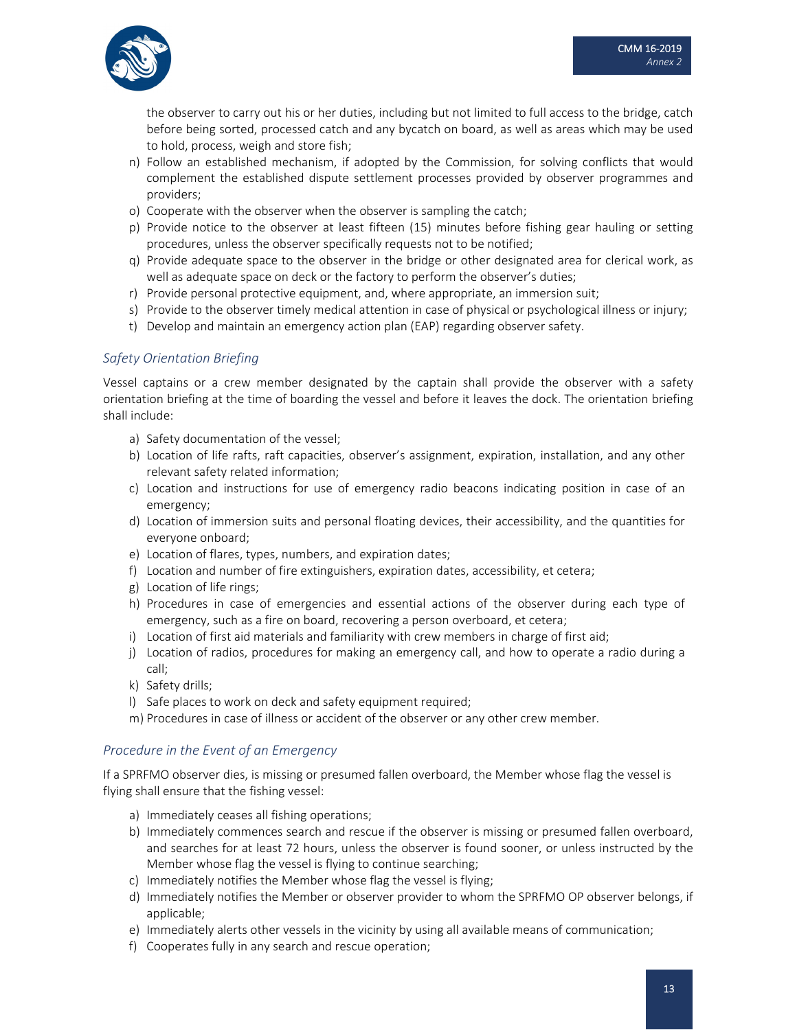the observer to carry out his or her duties, including but not limited to full access to the bridge, catch before being sorted, processed catch and any bycatch on board, as well as areas which may be used to hold, process, weigh and store fish;

n) Follow an established mechanism, if adopted by the Commission, for solving conflicts that would complement the established dispute settlement processes provided by observer programmes and providers;
o) Cooperate with the observer when the observer is sampling the catch;
p) Provide notice to the observer at least fifteen (15) minutes before fishing gear hauling or setting procedures, unless the observer specifically requests not to be notified;
q) Provide adequate space to the observer in the bridge or other designated area for clerical work, as well as adequate space on deck or the factory to perform the observer's duties;
r) Provide personal protective equipment, and, where appropriate, an immersion suit;
s) Provide to the observer timely medical attention in case of physical or psychological illness or injury;
t) Develop and maintain an emergency action plan (EAP) regarding observer safety.

### *Safety Orientation Briefing*

Vessel captains or a crew member designated by the captain shall provide the observer with a safety orientation briefing at the time of boarding the vessel and before it leaves the dock. The orientation briefing shall include:

a) Safety documentation of the vessel;
b) Location of life rafts, raft capacities, observer's assignment, expiration, installation, and any other relevant safety related information;
c) Location and instructions for use of emergency radio beacons indicating position in case of an emergency;
d) Location of immersion suits and personal floating devices, their accessibility, and the quantities for everyone onboard;
e) Location of flares, types, numbers, and expiration dates;
f) Location and number of fire extinguishers, expiration dates, accessibility, et cetera;
g) Location of life rings;
h) Procedures in case of emergencies and essential actions of the observer during each type of emergency, such as a fire on board, recovering a person overboard, et cetera;
i) Location of first aid materials and familiarity with crew members in charge of first aid;
j) Location of radios, procedures for making an emergency call, and how to operate a radio during a call;
k) Safety drills;
l) Safe places to work on deck and safety equipment required;
m) Procedures in case of illness or accident of the observer or any other crew member.

### *Procedure in the Event of an Emergency*

If a SPRFMO observer dies, is missing or presumed fallen overboard, the Member whose flag the vessel is flying shall ensure that the fishing vessel:

a) Immediately ceases all fishing operations;
b) Immediately commences search and rescue if the observer is missing or presumed fallen overboard, and searches for at least 72 hours, unless the observer is found sooner, or unless instructed by the Member whose flag the vessel is flying to continue searching;
c) Immediately notifies the Member whose flag the vessel is flying;
d) Immediately notifies the Member or observer provider to whom the SPRFMO OP observer belongs, if applicable;
e) Immediately alerts other vessels in the vicinity by using all available means of communication;
f) Cooperates fully in any search and rescue operation;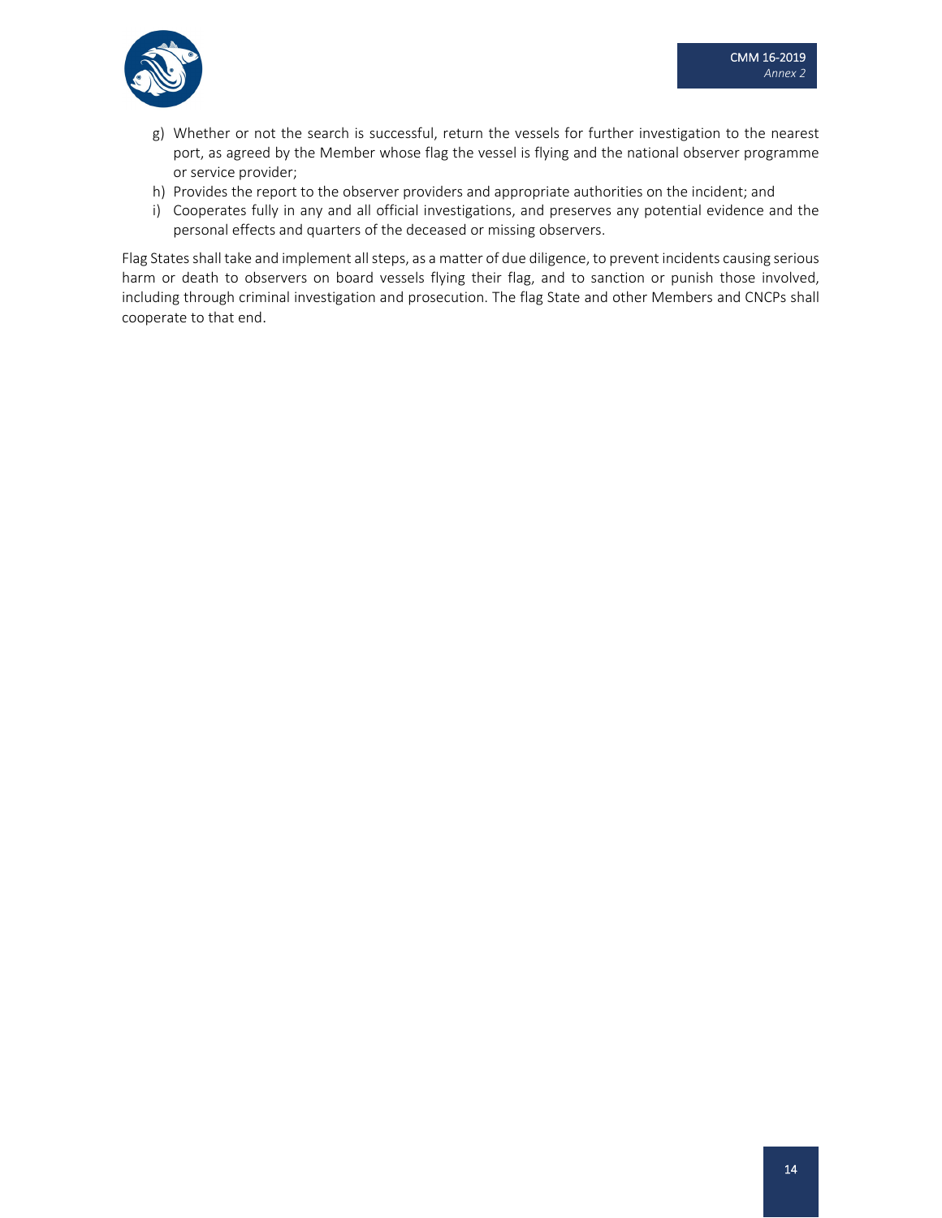g) Whether or not the search is successful, return the vessels for further investigation to the nearest port, as agreed by the Member whose flag the vessel is flying and the national observer programme or service provider;
h) Provides the report to the observer providers and appropriate authorities on the incident; and
i) Cooperates fully in any and all official investigations, and preserves any potential evidence and the personal effects and quarters of the deceased or missing observers.

Flag States shall take and implement all steps, as a matter of due diligence, to prevent incidents causing serious harm or death to observers on board vessels flying their flag, and to sanction or punish those involved, including through criminal investigation and prosecution. The flag State and other Members and CNCPs shall cooperate to that end.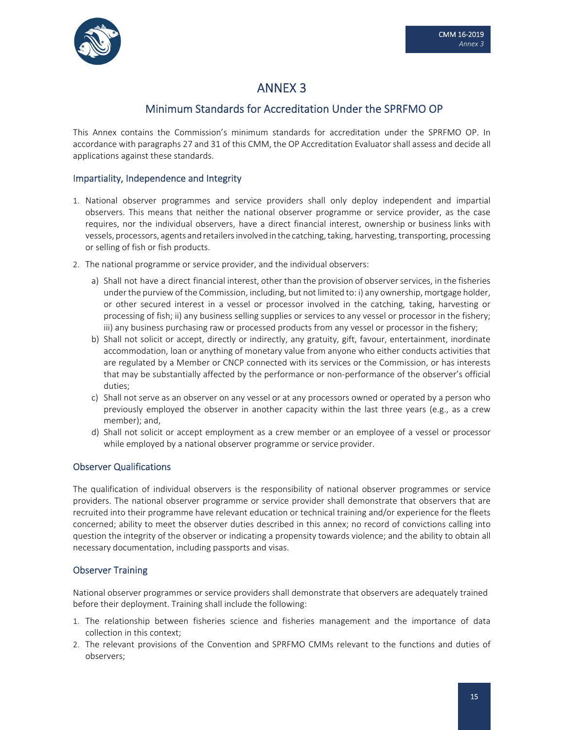# ANNEX 3

## Minimum Standards for Accreditation Under the SPRFMO OP

This Annex contains the Commission's minimum standards for accreditation under the SPRFMO OP. In accordance with paragraphs 27 and 31 of this CMM, the OP Accreditation Evaluator shall assess and decide all applications against these standards.

### Impartiality, Independence and Integrity

1. National observer programmes and service providers shall only deploy independent and impartial observers. This means that neither the national observer programme or service provider, as the case requires, nor the individual observers, have a direct financial interest, ownership or business links with vessels, processors, agents and retailers involved in the catching, taking, harvesting, transporting, processing or selling of fish or fish products.
2. The national programme or service provider, and the individual observers:
   a) Shall not have a direct financial interest, other than the provision of observer services, in the fisheries under the purview of the Commission, including, but not limited to: i) any ownership, mortgage holder, or other secured interest in a vessel or processor involved in the catching, taking, harvesting or processing of fish; ii) any business selling supplies or services to any vessel or processor in the fishery; iii) any business purchasing raw or processed products from any vessel or processor in the fishery;
   b) Shall not solicit or accept, directly or indirectly, any gratuity, gift, favour, entertainment, inordinate accommodation, loan or anything of monetary value from anyone who either conducts activities that are regulated by a Member or CNCP connected with its services or the Commission, or has interests that may be substantially affected by the performance or non-performance of the observer's official duties;
   c) Shall not serve as an observer on any vessel or at any processors owned or operated by a person who previously employed the observer in another capacity within the last three years (e.g., as a crew member); and,
   d) Shall not solicit or accept employment as a crew member or an employee of a vessel or processor while employed by a national observer programme or service provider.

### Observer Qualifications

The qualification of individual observers is the responsibility of national observer programmes or service providers. The national observer programme or service provider shall demonstrate that observers that are recruited into their programme have relevant education or technical training and/or experience for the fleets concerned; ability to meet the observer duties described in this annex; no record of convictions calling into question the integrity of the observer or indicating a propensity towards violence; and the ability to obtain all necessary documentation, including passports and visas.

### Observer Training

National observer programmes or service providers shall demonstrate that observers are adequately trained before their deployment. Training shall include the following:

1. The relationship between fisheries science and fisheries management and the importance of data collection in this context;
2. The relevant provisions of the Convention and SPRFMO CMMs relevant to the functions and duties of observers;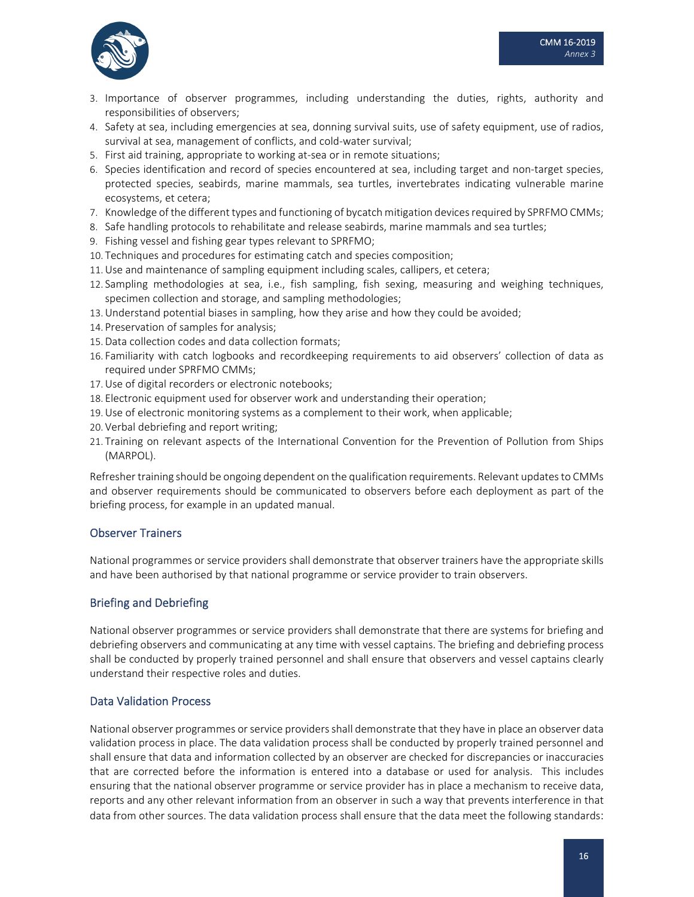3. Importance of observer programmes, including understanding the duties, rights, authority and responsibilities of observers;
4. Safety at sea, including emergencies at sea, donning survival suits, use of safety equipment, use of radios, survival at sea, management of conflicts, and cold-water survival;
5. First aid training, appropriate to working at-sea or in remote situations;
6. Species identification and record of species encountered at sea, including target and non-target species, protected species, seabirds, marine mammals, sea turtles, invertebrates indicating vulnerable marine ecosystems, et cetera;
7. Knowledge of the different types and functioning of bycatch mitigation devices required by SPRFMO CMMs;
8. Safe handling protocols to rehabilitate and release seabirds, marine mammals and sea turtles;
9. Fishing vessel and fishing gear types relevant to SPRFMO;
10. Techniques and procedures for estimating catch and species composition;
11. Use and maintenance of sampling equipment including scales, callipers, et cetera;
12. Sampling methodologies at sea, i.e., fish sampling, fish sexing, measuring and weighing techniques, specimen collection and storage, and sampling methodologies;
13. Understand potential biases in sampling, how they arise and how they could be avoided;
14. Preservation of samples for analysis;
15. Data collection codes and data collection formats;
16. Familiarity with catch logbooks and recordkeeping requirements to aid observers' collection of data as required under SPRFMO CMMs;
17. Use of digital recorders or electronic notebooks;
18. Electronic equipment used for observer work and understanding their operation;
19. Use of electronic monitoring systems as a complement to their work, when applicable;
20. Verbal debriefing and report writing;
21. Training on relevant aspects of the International Convention for the Prevention of Pollution from Ships (MARPOL).

Refresher training should be ongoing dependent on the qualification requirements. Relevant updates to CMMs and observer requirements should be communicated to observers before each deployment as part of the briefing process, for example in an updated manual.

## Observer Trainers

National programmes or service providers shall demonstrate that observer trainers have the appropriate skills and have been authorised by that national programme or service provider to train observers.

## Briefing and Debriefing

National observer programmes or service providers shall demonstrate that there are systems for briefing and debriefing observers and communicating at any time with vessel captains. The briefing and debriefing process shall be conducted by properly trained personnel and shall ensure that observers and vessel captains clearly understand their respective roles and duties.

## Data Validation Process

National observer programmes or service providers shall demonstrate that they have in place an observer data validation process in place. The data validation process shall be conducted by properly trained personnel and shall ensure that data and information collected by an observer are checked for discrepancies or inaccuracies that are corrected before the information is entered into a database or used for analysis. This includes ensuring that the national observer programme or service provider has in place a mechanism to receive data, reports and any other relevant information from an observer in such a way that prevents interference in that data from other sources. The data validation process shall ensure that the data meet the following standards: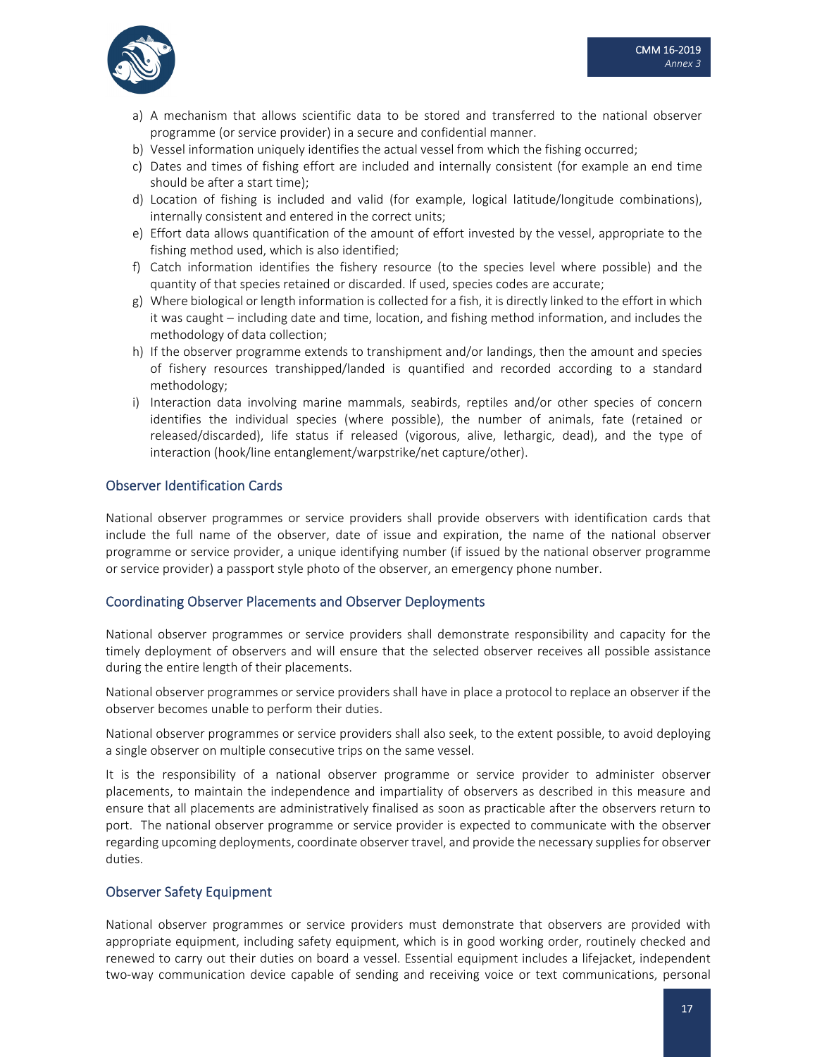a) A mechanism that allows scientific data to be stored and transferred to the national observer programme (or service provider) in a secure and confidential manner.
b) Vessel information uniquely identifies the actual vessel from which the fishing occurred;
c) Dates and times of fishing effort are included and internally consistent (for example an end time should be after a start time);
d) Location of fishing is included and valid (for example, logical latitude/longitude combinations), internally consistent and entered in the correct units;
e) Effort data allows quantification of the amount of effort invested by the vessel, appropriate to the fishing method used, which is also identified;
f) Catch information identifies the fishery resource (to the species level where possible) and the quantity of that species retained or discarded. If used, species codes are accurate;
g) Where biological or length information is collected for a fish, it is directly linked to the effort in which it was caught – including date and time, location, and fishing method information, and includes the methodology of data collection;
h) If the observer programme extends to transhipment and/or landings, then the amount and species of fishery resources transhipped/landed is quantified and recorded according to a standard methodology;
i) Interaction data involving marine mammals, seabirds, reptiles and/or other species of concern identifies the individual species (where possible), the number of animals, fate (retained or released/discarded), life status if released (vigorous, alive, lethargic, dead), and the type of interaction (hook/line entanglement/warpstrike/net capture/other).

## Observer Identification Cards

National observer programmes or service providers shall provide observers with identification cards that include the full name of the observer, date of issue and expiration, the name of the national observer programme or service provider, a unique identifying number (if issued by the national observer programme or service provider) a passport style photo of the observer, an emergency phone number.

## Coordinating Observer Placements and Observer Deployments

National observer programmes or service providers shall demonstrate responsibility and capacity for the timely deployment of observers and will ensure that the selected observer receives all possible assistance during the entire length of their placements.

National observer programmes or service providers shall have in place a protocol to replace an observer if the observer becomes unable to perform their duties.

National observer programmes or service providers shall also seek, to the extent possible, to avoid deploying a single observer on multiple consecutive trips on the same vessel.

It is the responsibility of a national observer programme or service provider to administer observer placements, to maintain the independence and impartiality of observers as described in this measure and ensure that all placements are administratively finalised as soon as practicable after the observers return to port. The national observer programme or service provider is expected to communicate with the observer regarding upcoming deployments, coordinate observer travel, and provide the necessary supplies for observer duties.

## Observer Safety Equipment

National observer programmes or service providers must demonstrate that observers are provided with appropriate equipment, including safety equipment, which is in good working order, routinely checked and renewed to carry out their duties on board a vessel. Essential equipment includes a lifejacket, independent two-way communication device capable of sending and receiving voice or text communications, personal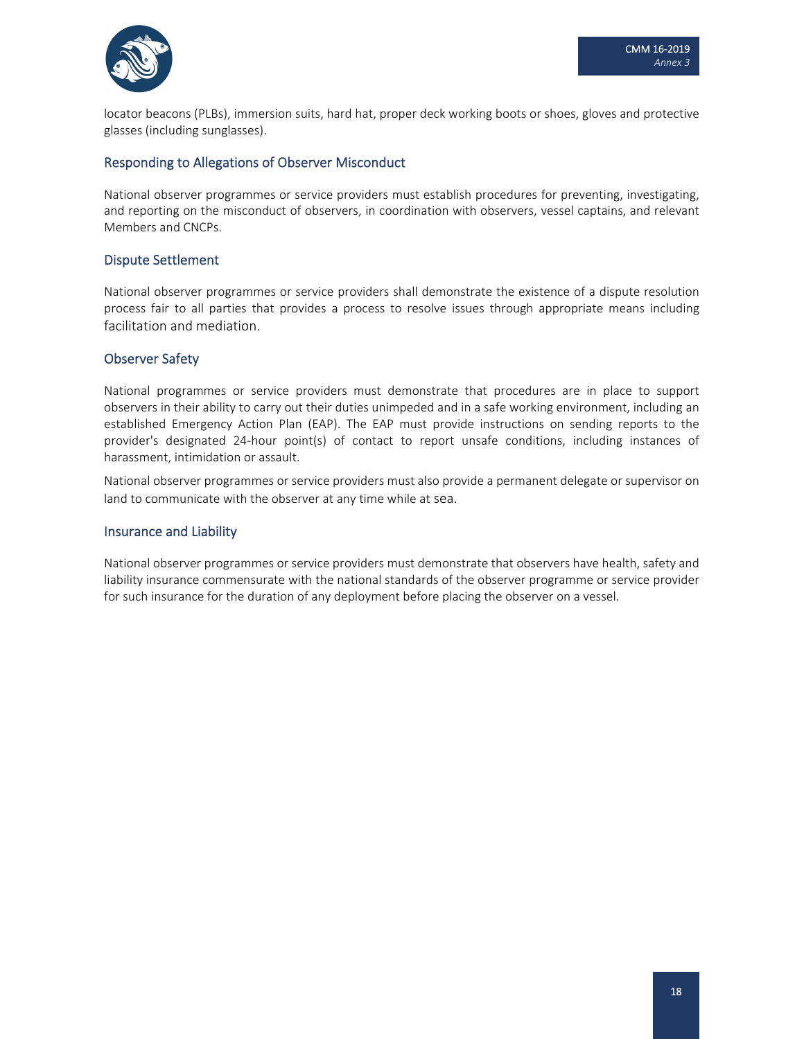locator beacons (PLBs), immersion suits, hard hat, proper deck working boots or shoes, gloves and protective glasses (including sunglasses).

## Responding to Allegations of Observer Misconduct

National observer programmes or service providers must establish procedures for preventing, investigating, and reporting on the misconduct of observers, in coordination with observers, vessel captains, and relevant Members and CNCPs.

## Dispute Settlement

National observer programmes or service providers shall demonstrate the existence of a dispute resolution process fair to all parties that provides a process to resolve issues through appropriate means including facilitation and mediation.

## Observer Safety

National programmes or service providers must demonstrate that procedures are in place to support observers in their ability to carry out their duties unimpeded and in a safe working environment, including an established Emergency Action Plan (EAP). The EAP must provide instructions on sending reports to the provider's designated 24-hour point(s) of contact to report unsafe conditions, including instances of harassment, intimidation or assault.

National observer programmes or service providers must also provide a permanent delegate or supervisor on land to communicate with the observer at any time while at sea.

## Insurance and Liability

National observer programmes or service providers must demonstrate that observers have health, safety and liability insurance commensurate with the national standards of the observer programme or service provider for such insurance for the duration of any deployment before placing the observer on a vessel.